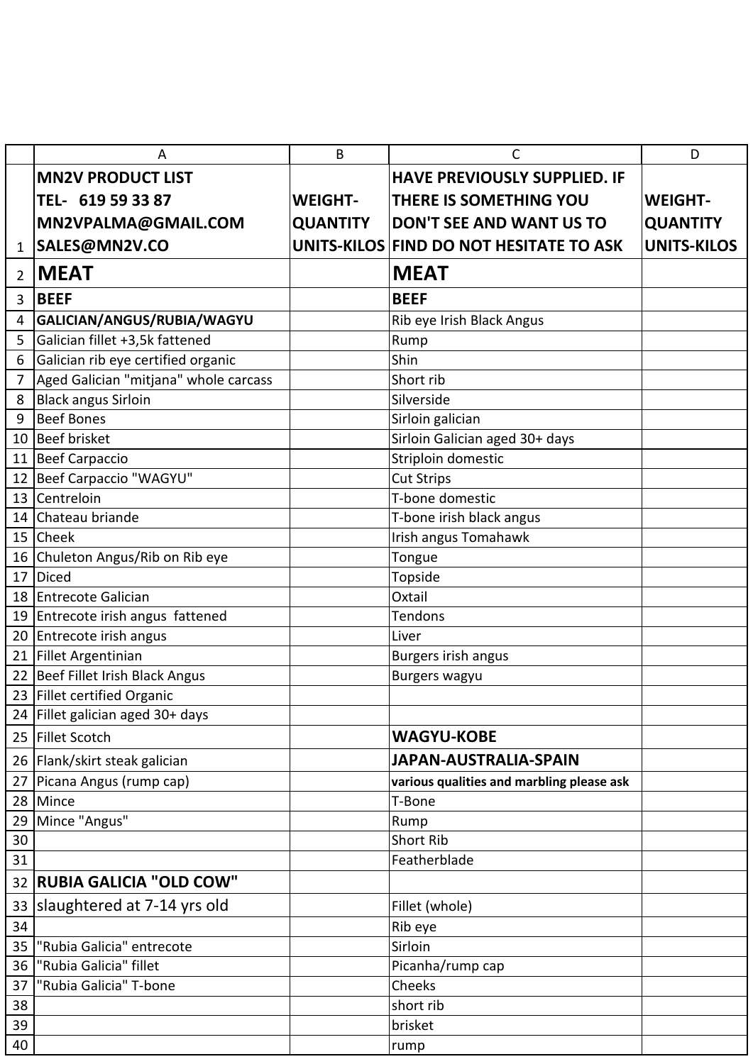| A | B | C | D |
|---|---|---|---|
| **MN2V PRODUCT LIST TEL- 619 59 33 87 MN2VPALMA@GMAIL.COM SALES@MN2V.CO** | **WEIGHT-QUANTITY UNITS-KILOS** | **HAVE PREVIOUSLY SUPPLIED. IF THERE IS SOMETHING YOU DON'T SEE AND WANT US TO FIND DO NOT HESITATE TO ASK** | **WEIGHT-QUANTITY UNITS-KILOS** |
| **MEAT** | | **MEAT** | |
| **BEEF** | | **BEEF** | |
| **GALICIAN/ANGUS/RUBIA/WAGYU** | | Rib eye Irish Black Angus | |
| Galician fillet +3,5k fattened | | Rump | |
| Galician rib eye certified organic | | Shin | |
| Aged Galician "mitjana" whole carcass | | Short rib | |
| Black angus Sirloin | | Silverside | |
| Beef Bones | | Sirloin galician | |
| Beef brisket | | Sirloin Galician aged 30+ days | |
| Beef Carpaccio | | Striploin domestic | |
| Beef Carpaccio "WAGYU" | | Cut Strips | |
| Centreloin | | T-bone domestic | |
| Chateau briande | | T-bone irish black angus | |
| Cheek | | Irish angus Tomahawk | |
| Chuleton Angus/Rib on Rib eye | | Tongue | |
| Diced | | Topside | |
| Entrecote Galician | | Oxtail | |
| Entrecote irish angus fattened | | Tendons | |
| Entrecote irish angus | | Liver | |
| Fillet Argentinian | | Burgers irish angus | |
| Beef Fillet Irish Black Angus | | Burgers wagyu | |
| Fillet certified Organic | | | |
| Fillet galician aged 30+ days | | | |
| Fillet Scotch | | **WAGYU-KOBE** | |
| Flank/skirt steak galician | | **JAPAN-AUSTRALIA-SPAIN** | |
| Picana Angus (rump cap) | | **various qualities and marbling please ask** | |
| Mince | | T-Bone | |
| Mince "Angus" | | Rump | |
| | | Short Rib | |
| | | Featherblade | |
| **RUBIA GALICIA "OLD COW"** | | | |
| slaughtered at 7-14 yrs old | | Fillet (whole) | |
| | | Rib eye | |
| "Rubia Galicia" entrecote | | Sirloin | |
| "Rubia Galicia" fillet | | Picanha/rump cap | |
| "Rubia Galicia" T-bone | | Cheeks | |
| | | short rib | |
| | | brisket | |
| | | rump | |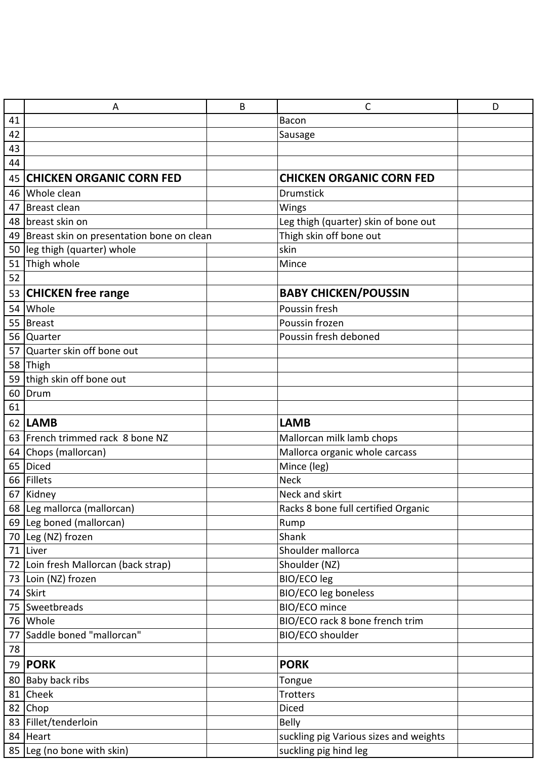| | A | B | C | D |
|---|---|---|---|---|
| 41 | | | Bacon | |
| 42 | | | Sausage | |
| 43 | | | | |
| 44 | | | | |
| 45 | **CHICKEN ORGANIC CORN FED** | | **CHICKEN ORGANIC CORN FED** | |
| 46 | Whole clean | | Drumstick | |
| 47 | Breast clean | | Wings | |
| 48 | breast skin on | | Leg thigh (quarter) skin of bone out | |
| 49 | Breast skin on presentation bone on clean | | Thigh skin off bone out | |
| 50 | leg thigh (quarter) whole | | skin | |
| 51 | Thigh whole | | Mince | |
| 52 | | | | |
| 53 | **CHICKEN free range** | | **BABY CHICKEN/POUSSIN** | |
| 54 | Whole | | Poussin fresh | |
| 55 | Breast | | Poussin frozen | |
| 56 | Quarter | | Poussin fresh deboned | |
| 57 | Quarter skin off bone out | | | |
| 58 | Thigh | | | |
| 59 | thigh skin off bone out | | | |
| 60 | Drum | | | |
| 61 | | | | |
| 62 | **LAMB** | | **LAMB** | |
| 63 | French trimmed rack 8 bone NZ | | Mallorcan milk lamb chops | |
| 64 | Chops (mallorcan) | | Mallorca organic whole carcass | |
| 65 | Diced | | Mince (leg) | |
| 66 | Fillets | | Neck | |
| 67 | Kidney | | Neck and skirt | |
| 68 | Leg mallorca (mallorcan) | | Racks 8 bone full certified Organic | |
| 69 | Leg boned (mallorcan) | | Rump | |
| 70 | Leg (NZ) frozen | | Shank | |
| 71 | Liver | | Shoulder mallorca | |
| 72 | Loin fresh Mallorcan (back strap) | | Shoulder (NZ) | |
| 73 | Loin (NZ) frozen | | BIO/ECO leg | |
| 74 | Skirt | | BIO/ECO leg boneless | |
| 75 | Sweetbreads | | BIO/ECO mince | |
| 76 | Whole | | BIO/ECO rack 8 bone french trim | |
| 77 | Saddle boned "mallorcan" | | BIO/ECO shoulder | |
| 78 | | | | |
| 79 | **PORK** | | **PORK** | |
| 80 | Baby back ribs | | Tongue | |
| 81 | Cheek | | Trotters | |
| 82 | Chop | | Diced | |
| 83 | Fillet/tenderloin | | Belly | |
| 84 | Heart | | suckling pig Various sizes and weights | |
| 85 | Leg (no bone with skin) | | suckling pig hind leg | |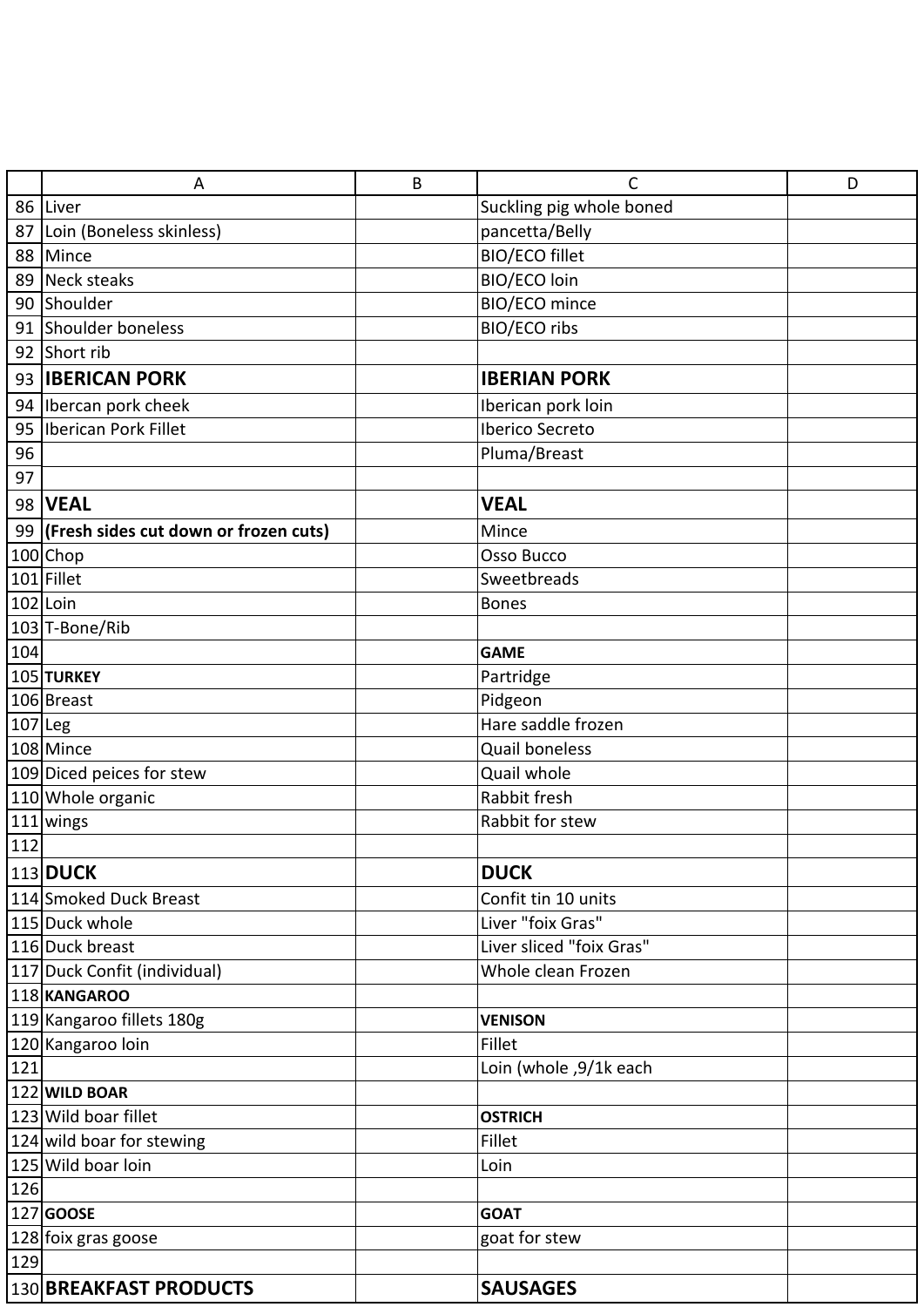| | A | B | C | D |
|---|---|---|---|---|
| 86 | Liver | | Suckling pig whole boned | |
| 87 | Loin (Boneless skinless) | | pancetta/Belly | |
| 88 | Mince | | BIO/ECO fillet | |
| 89 | Neck steaks | | BIO/ECO loin | |
| 90 | Shoulder | | BIO/ECO mince | |
| 91 | Shoulder boneless | | BIO/ECO ribs | |
| 92 | Short rib | | | |
| 93 | **IBERICAN PORK** | | **IBERIAN PORK** | |
| 94 | Ibercan pork cheek | | Iberican pork loin | |
| 95 | Iberican Pork Fillet | | Iberico Secreto | |
| 96 | | | Pluma/Breast | |
| 97 | | | | |
| 98 | **VEAL** | | **VEAL** | |
| 99 | **(Fresh sides cut down or frozen cuts)** | | Mince | |
| 100 | Chop | | Osso Bucco | |
| 101 | Fillet | | Sweetbreads | |
| 102 | Loin | | Bones | |
| 103 | T-Bone/Rib | | | |
| 104 | | | **GAME** | |
| 105 | **TURKEY** | | Partridge | |
| 106 | Breast | | Pidgeon | |
| 107 | Leg | | Hare saddle frozen | |
| 108 | Mince | | Quail boneless | |
| 109 | Diced peices for stew | | Quail whole | |
| 110 | Whole organic | | Rabbit fresh | |
| 111 | wings | | Rabbit for stew | |
| 112 | | | | |
| 113 | **DUCK** | | **DUCK** | |
| 114 | Smoked Duck Breast | | Confit tin 10 units | |
| 115 | Duck whole | | Liver "foix Gras" | |
| 116 | Duck breast | | Liver sliced "foix Gras" | |
| 117 | Duck Confit (individual) | | Whole clean Frozen | |
| 118 | **KANGAROO** | | | |
| 119 | Kangaroo fillets 180g | | **VENISON** | |
| 120 | Kangaroo loin | | Fillet | |
| 121 | | | Loin (whole ,9/1k each | |
| 122 | **WILD BOAR** | | | |
| 123 | Wild boar fillet | | **OSTRICH** | |
| 124 | wild boar for stewing | | Fillet | |
| 125 | Wild boar loin | | Loin | |
| 126 | | | | |
| 127 | **GOOSE** | | **GOAT** | |
| 128 | foix gras goose | | goat for stew | |
| 129 | | | | |
| 130 | **BREAKFAST PRODUCTS** | | **SAUSAGES** | |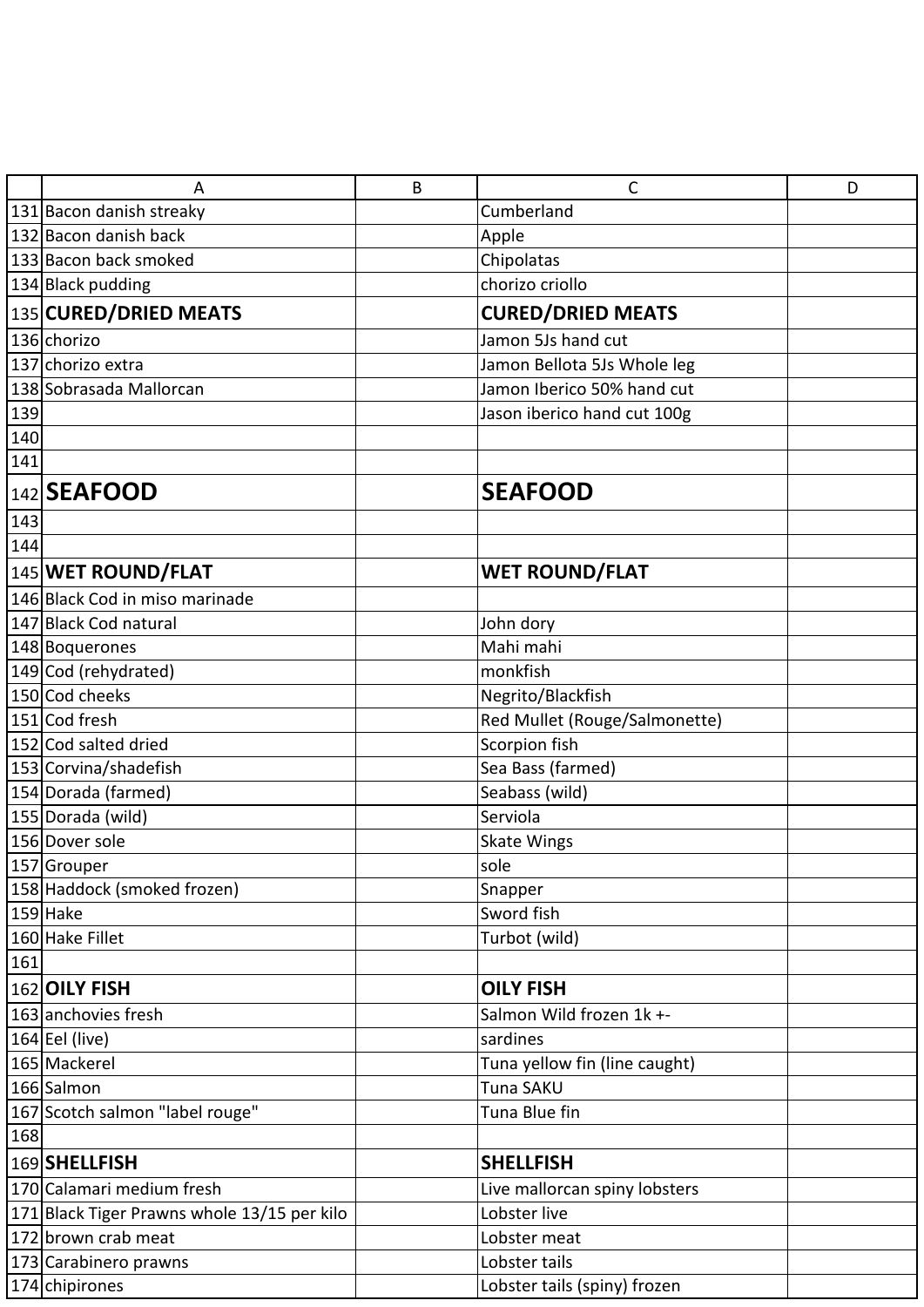| | A | B | C | D |
|---|---|---|---|---|
| 131 | Bacon danish streaky | | Cumberland | |
| 132 | Bacon danish back | | Apple | |
| 133 | Bacon back smoked | | Chipolatas | |
| 134 | Black pudding | | chorizo criollo | |
| 135 | **CURED/DRIED MEATS** | | **CURED/DRIED MEATS** | |
| 136 | chorizo | | Jamon 5Js hand cut | |
| 137 | chorizo extra | | Jamon Bellota 5Js Whole leg | |
| 138 | Sobrasada Mallorcan | | Jamon Iberico 50% hand cut | |
| 139 | | | Jason iberico hand cut 100g | |
| 140 | | | | |
| 141 | | | | |
| 142 | **SEAFOOD** | | **SEAFOOD** | |
| 143 | | | | |
| 144 | | | | |
| 145 | **WET ROUND/FLAT** | | **WET ROUND/FLAT** | |
| 146 | Black Cod in miso marinade | | | |
| 147 | Black Cod natural | | John dory | |
| 148 | Boquerones | | Mahi mahi | |
| 149 | Cod (rehydrated) | | monkfish | |
| 150 | Cod cheeks | | Negrito/Blackfish | |
| 151 | Cod fresh | | Red Mullet (Rouge/Salmonette) | |
| 152 | Cod salted dried | | Scorpion fish | |
| 153 | Corvina/shadefish | | Sea Bass (farmed) | |
| 154 | Dorada (farmed) | | Seabass (wild) | |
| 155 | Dorada (wild) | | Serviola | |
| 156 | Dover sole | | Skate Wings | |
| 157 | Grouper | | sole | |
| 158 | Haddock (smoked frozen) | | Snapper | |
| 159 | Hake | | Sword fish | |
| 160 | Hake Fillet | | Turbot (wild) | |
| 161 | | | | |
| 162 | **OILY FISH** | | **OILY FISH** | |
| 163 | anchovies fresh | | Salmon Wild frozen 1k +- | |
| 164 | Eel (live) | | sardines | |
| 165 | Mackerel | | Tuna yellow fin (line caught) | |
| 166 | Salmon | | Tuna SAKU | |
| 167 | Scotch salmon "label rouge" | | Tuna Blue fin | |
| 168 | | | | |
| 169 | **SHELLFISH** | | **SHELLFISH** | |
| 170 | Calamari medium fresh | | Live mallorcan spiny lobsters | |
| 171 | Black Tiger Prawns whole 13/15 per kilo | | Lobster live | |
| 172 | brown crab meat | | Lobster meat | |
| 173 | Carabinero prawns | | Lobster tails | |
| 174 | chipirones | | Lobster tails (spiny) frozen | |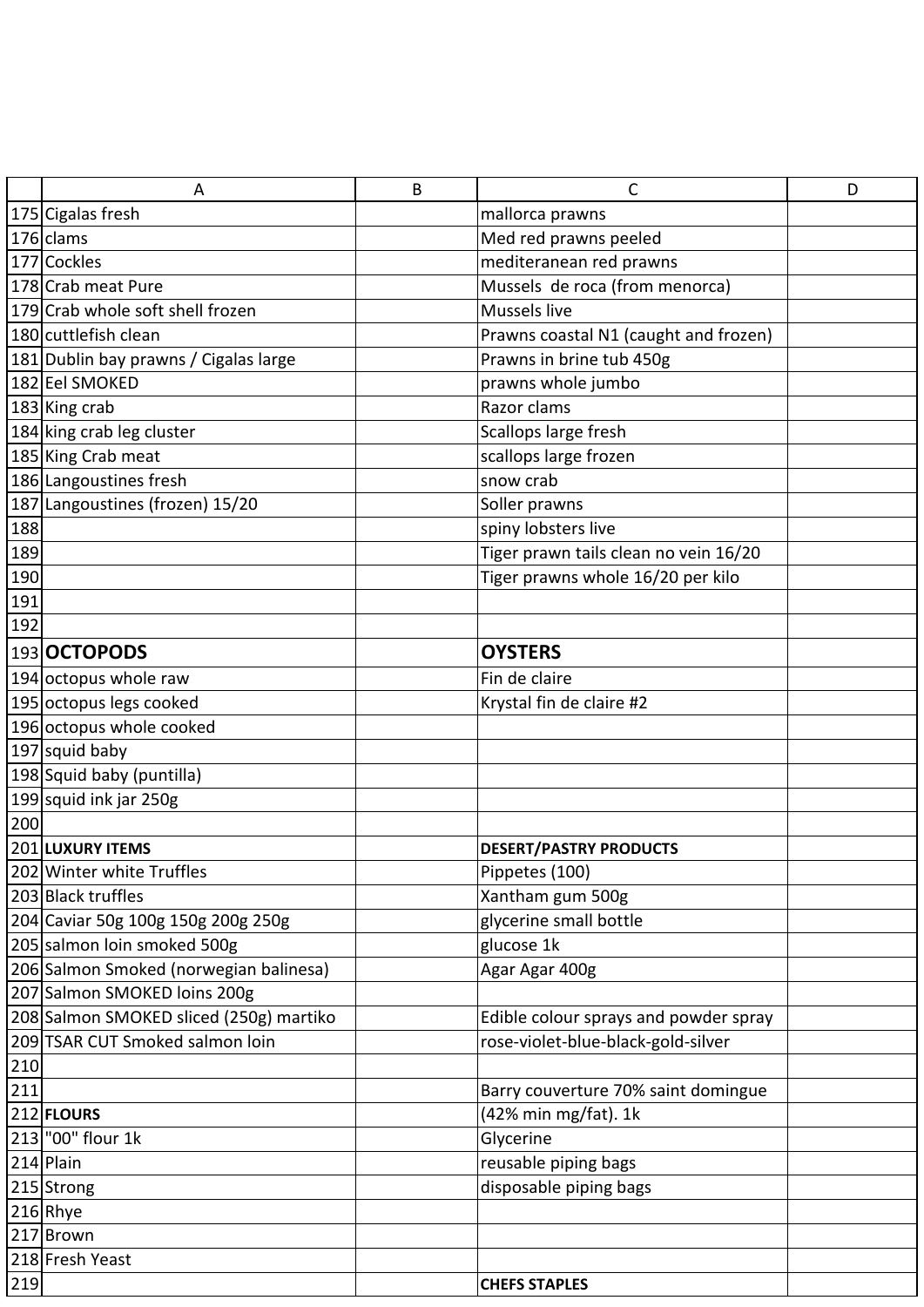| | A | B | C | D |
|---|---|---|---|---|
| 175 | Cigalas fresh | | mallorca prawns | |
| 176 | clams | | Med red prawns peeled | |
| 177 | Cockles | | mediteranean red prawns | |
| 178 | Crab meat Pure | | Mussels  de roca (from menorca) | |
| 179 | Crab whole soft shell frozen | | Mussels live | |
| 180 | cuttlefish clean | | Prawns coastal N1 (caught and frozen) | |
| 181 | Dublin bay prawns / Cigalas large | | Prawns in brine tub 450g | |
| 182 | Eel SMOKED | | prawns whole jumbo | |
| 183 | King crab | | Razor clams | |
| 184 | king crab leg cluster | | Scallops large fresh | |
| 185 | King Crab meat | | scallops large frozen | |
| 186 | Langoustines fresh | | snow crab | |
| 187 | Langoustines (frozen) 15/20 | | Soller prawns | |
| 188 | | | spiny lobsters live | |
| 189 | | | Tiger prawn tails clean no vein 16/20 | |
| 190 | | | Tiger prawns whole 16/20 per kilo | |
| 191 | | | | |
| 192 | | | | |
| 193 | **OCTOPODS** | | **OYSTERS** | |
| 194 | octopus whole raw | | Fin de claire | |
| 195 | octopus legs cooked | | Krystal fin de claire #2 | |
| 196 | octopus whole cooked | | | |
| 197 | squid baby | | | |
| 198 | Squid baby (puntilla) | | | |
| 199 | squid ink jar 250g | | | |
| 200 | | | | |
| 201 | **LUXURY ITEMS** | | **DESERT/PASTRY PRODUCTS** | |
| 202 | Winter white Truffles | | Pippetes (100) | |
| 203 | Black truffles | | Xantham gum 500g | |
| 204 | Caviar 50g 100g 150g 200g 250g | | glycerine small bottle | |
| 205 | salmon loin smoked 500g | | glucose 1k | |
| 206 | Salmon Smoked (norwegian balinesa) | | Agar Agar 400g | |
| 207 | Salmon SMOKED loins 200g | | | |
| 208 | Salmon SMOKED sliced (250g) martiko | | Edible colour sprays and powder spray | |
| 209 | TSAR CUT Smoked salmon loin | | rose-violet-blue-black-gold-silver | |
| 210 | | | | |
| 211 | | | Barry couverture 70% saint domingue | |
| 212 | **FLOURS** | | (42% min mg/fat). 1k | |
| 213 | "00" flour 1k | | Glycerine | |
| 214 | Plain | | reusable piping bags | |
| 215 | Strong | | disposable piping bags | |
| 216 | Rhye | | | |
| 217 | Brown | | | |
| 218 | Fresh Yeast | | | |
| 219 | | | **CHEFS STAPLES** | |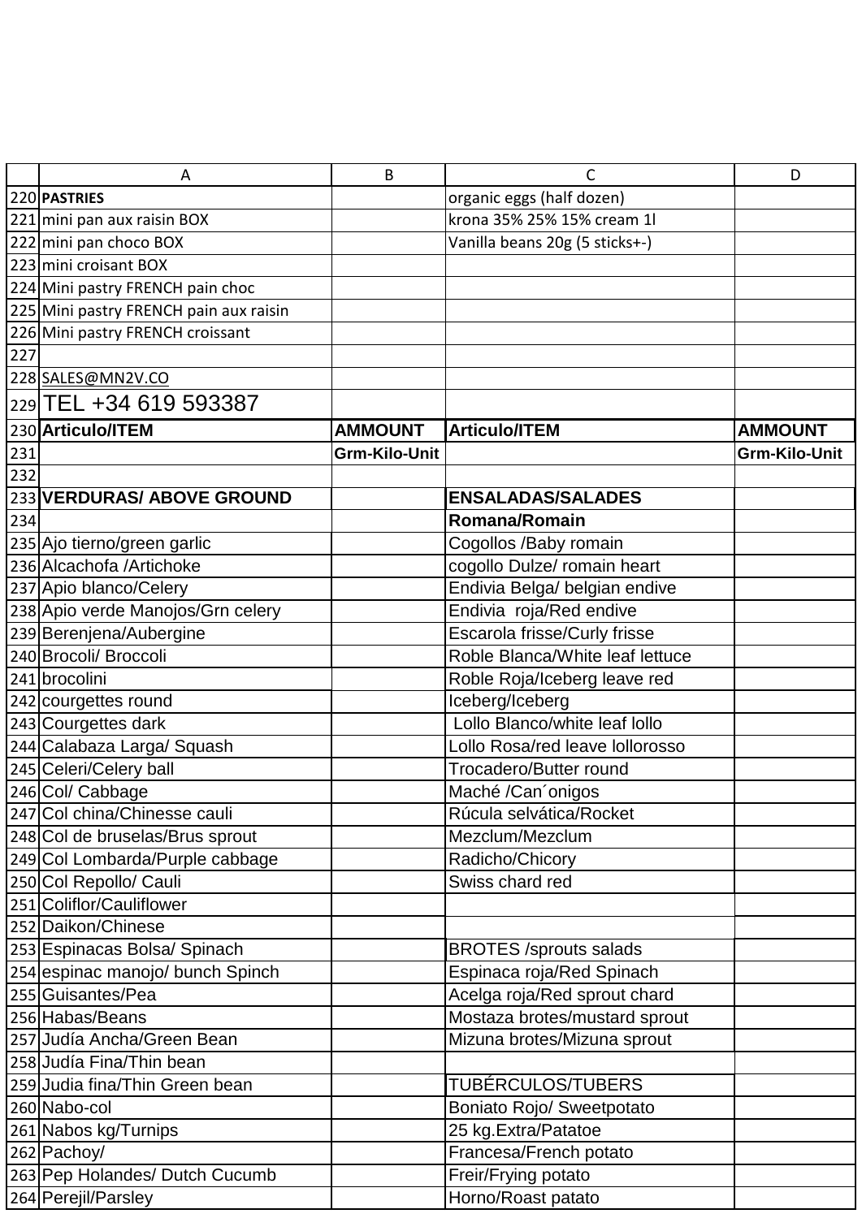|  | A | B | C | D |
|---|---|---|---|---|
| 220 | **PASTRIES** |  | organic eggs (half dozen) |  |
| 221 | mini pan aux raisin BOX |  | krona 35% 25% 15% cream 1l |  |
| 222 | mini pan choco BOX |  | Vanilla beans 20g (5 sticks+-) |  |
| 223 | mini croisant BOX |  |  |  |
| 224 | Mini pastry FRENCH pain choc |  |  |  |
| 225 | Mini pastry FRENCH pain aux raisin |  |  |  |
| 226 | Mini pastry FRENCH croissant |  |  |  |
| 227 |  |  |  |  |
| 228 | SALES@MN2V.CO |  |  |  |
| 229 | TEL +34 619 593387 |  |  |  |
| 230 | **Articulo/ITEM** | **AMMOUNT** | **Articulo/ITEM** | **AMMOUNT** |
| 231 |  | **Grm-Kilo-Unit** |  | **Grm-Kilo-Unit** |
| 232 |  |  |  |  |
| 233 | **VERDURAS/ ABOVE GROUND** |  | **ENSALADAS/SALADES** |  |
| 234 |  |  | **Romana/Romain** |  |
| 235 | Ajo tierno/green garlic |  | Cogollos /Baby romain |  |
| 236 | Alcachofa /Artichoke |  | cogollo Dulze/ romain heart |  |
| 237 | Apio blanco/Celery |  | Endivia Belga/ belgian endive |  |
| 238 | Apio verde Manojos/Grn celery |  | Endivia roja/Red endive |  |
| 239 | Berenjena/Aubergine |  | Escarola frisse/Curly frisse |  |
| 240 | Brocoli/ Broccoli |  | Roble Blanca/White leaf lettuce |  |
| 241 | brocolini |  | Roble Roja/Iceberg leave red |  |
| 242 | courgettes round |  | Iceberg/Iceberg |  |
| 243 | Courgettes dark |  | Lollo Blanco/white leaf lollo |  |
| 244 | Calabaza Larga/ Squash |  | Lollo Rosa/red leave lollorosso |  |
| 245 | Celeri/Celery ball |  | Trocadero/Butter round |  |
| 246 | Col/ Cabbage |  | Maché /Can´onigos |  |
| 247 | Col china/Chinesse cauli |  | Rúcula selvática/Rocket |  |
| 248 | Col de bruselas/Brus sprout |  | Mezclum/Mezclum |  |
| 249 | Col Lombarda/Purple cabbage |  | Radicho/Chicory |  |
| 250 | Col Repollo/ Cauli |  | Swiss chard red |  |
| 251 | Coliflor/Cauliflower |  |  |  |
| 252 | Daikon/Chinese |  |  |  |
| 253 | Espinacas Bolsa/ Spinach |  | BROTES /sprouts salads |  |
| 254 | espinac manojo/ bunch Spinch |  | Espinaca roja/Red Spinach |  |
| 255 | Guisantes/Pea |  | Acelga roja/Red sprout chard |  |
| 256 | Habas/Beans |  | Mostaza brotes/mustard sprout |  |
| 257 | Judía Ancha/Green Bean |  | Mizuna brotes/Mizuna sprout |  |
| 258 | Judía Fina/Thin bean |  |  |  |
| 259 | Judia fina/Thin Green bean |  | TUBÉRCULOS/TUBERS |  |
| 260 | Nabo-col |  | Boniato Rojo/ Sweetpotato |  |
| 261 | Nabos kg/Turnips |  | 25 kg.Extra/Patatoe |  |
| 262 | Pachoy/ |  | Francesa/French potato |  |
| 263 | Pep Holandes/ Dutch Cucumb |  | Freir/Frying potato |  |
| 264 | Perejil/Parsley |  | Horno/Roast patato |  |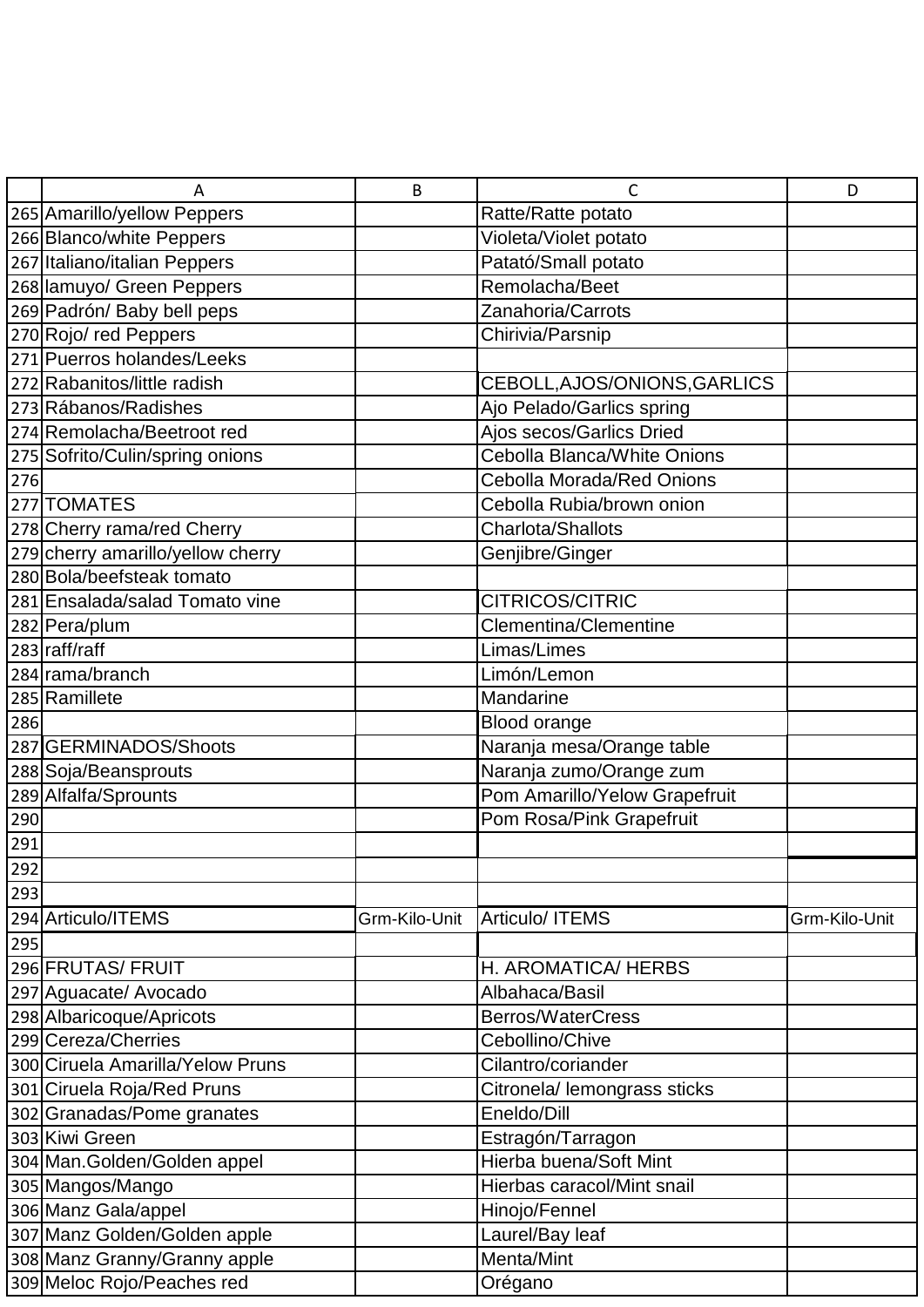| | A | B | C | D |
|---|---|---|---|---|
| 265 | Amarillo/yellow Peppers | | Ratte/Ratte potato | |
| 266 | Blanco/white Peppers | | Violeta/Violet potato | |
| 267 | Italiano/italian Peppers | | Patató/Small potato | |
| 268 | lamuyo/ Green Peppers | | Remolacha/Beet | |
| 269 | Padrón/ Baby bell peps | | Zanahoria/Carrots | |
| 270 | Rojo/ red Peppers | | Chirivia/Parsnip | |
| 271 | Puerros holandes/Leeks | | | |
| 272 | Rabanitos/little radish | | CEBOLL,AJOS/ONIONS,GARLICS | |
| 273 | Rábanos/Radishes | | Ajo Pelado/Garlics spring | |
| 274 | Remolacha/Beetroot red | | Ajos secos/Garlics Dried | |
| 275 | Sofrito/Culin/spring onions | | Cebolla Blanca/White Onions | |
| 276 | | | Cebolla Morada/Red Onions | |
| 277 | TOMATES | | Cebolla Rubia/brown onion | |
| 278 | Cherry rama/red Cherry | | Charlota/Shallots | |
| 279 | cherry amarillo/yellow cherry | | Genjibre/Ginger | |
| 280 | Bola/beefsteak tomato | | | |
| 281 | Ensalada/salad Tomato vine | | CITRICOS/CITRIC | |
| 282 | Pera/plum | | Clementina/Clementine | |
| 283 | raff/raff | | Limas/Limes | |
| 284 | rama/branch | | Limón/Lemon | |
| 285 | Ramillete | | Mandarine | |
| 286 | | | Blood orange | |
| 287 | GERMINADOS/Shoots | | Naranja mesa/Orange table | |
| 288 | Soja/Beansprouts | | Naranja zumo/Orange zum | |
| 289 | Alfalfa/Sprounts | | Pom Amarillo/Yelow Grapefruit | |
| 290 | | | Pom Rosa/Pink Grapefruit | |
| 291 | | | | |
| 292 | | | | |
| 293 | | | | |
| 294 | Articulo/ITEMS | Grm-Kilo-Unit | Articulo/ ITEMS | Grm-Kilo-Unit |
| 295 | | | | |
| 296 | FRUTAS/ FRUIT | | H. AROMATICA/ HERBS | |
| 297 | Aguacate/ Avocado | | Albahaca/Basil | |
| 298 | Albaricoque/Apricots | | Berros/WaterCress | |
| 299 | Cereza/Cherries | | Cebollino/Chive | |
| 300 | Ciruela Amarilla/Yelow Pruns | | Cilantro/coriander | |
| 301 | Ciruela Roja/Red Pruns | | Citronela/ lemongrass sticks | |
| 302 | Granadas/Pome granates | | Eneldo/Dill | |
| 303 | Kiwi Green | | Estragón/Tarragon | |
| 304 | Man.Golden/Golden appel | | Hierba buena/Soft Mint | |
| 305 | Mangos/Mango | | Hierbas caracol/Mint snail | |
| 306 | Manz Gala/appel | | Hinojo/Fennel | |
| 307 | Manz Golden/Golden apple | | Laurel/Bay leaf | |
| 308 | Manz Granny/Granny apple | | Menta/Mint | |
| 309 | Meloc Rojo/Peaches red | | Orégano | |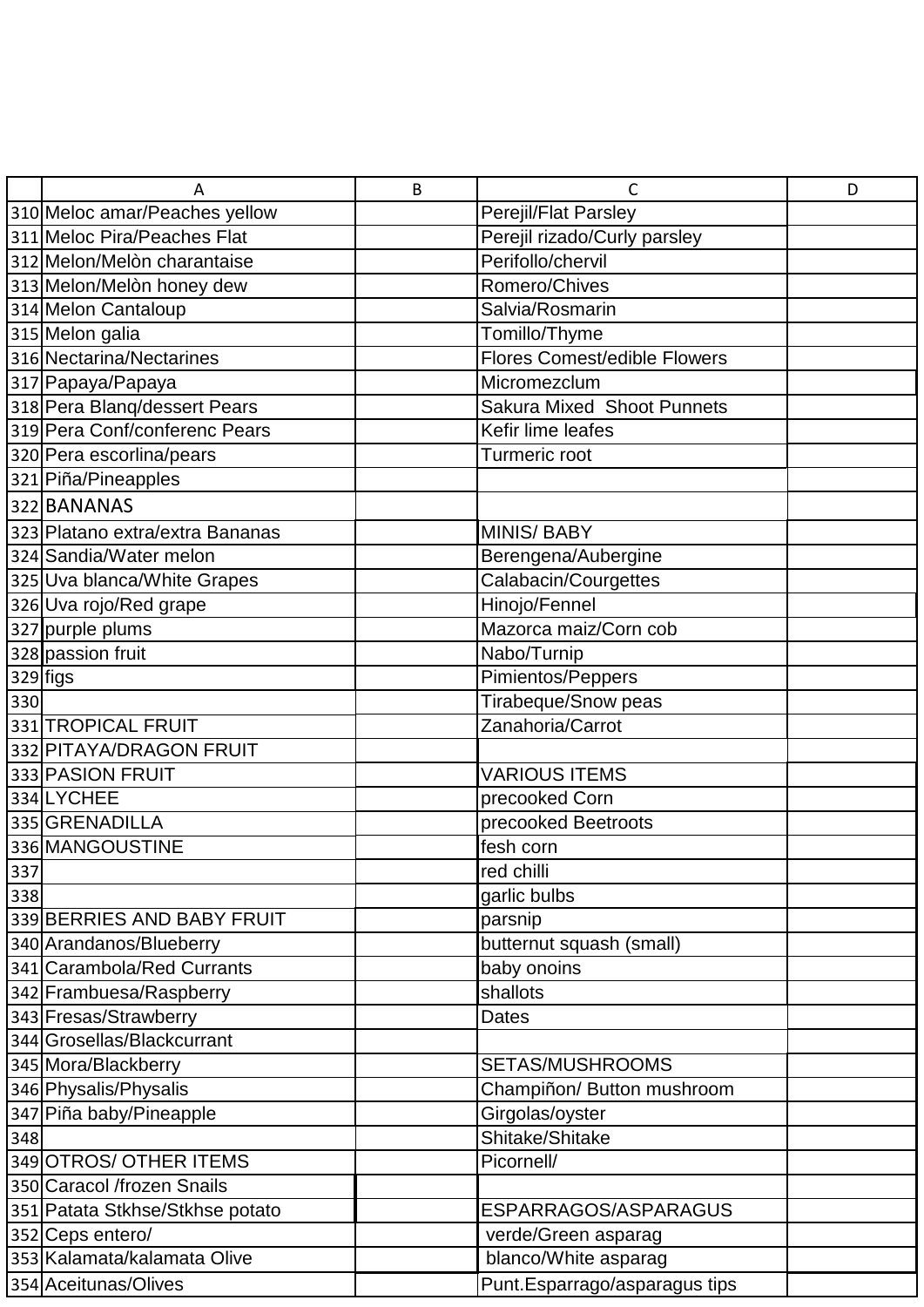| | A | B | C | D |
|---|---|---|---|---|
| 310 | Meloc amar/Peaches yellow | | Perejil/Flat Parsley | |
| 311 | Meloc Pira/Peaches Flat | | Perejil rizado/Curly parsley | |
| 312 | Melon/Melòn charantaise | | Perifollo/chervil | |
| 313 | Melon/Melòn honey dew | | Romero/Chives | |
| 314 | Melon Cantaloup | | Salvia/Rosmarin | |
| 315 | Melon galia | | Tomillo/Thyme | |
| 316 | Nectarina/Nectarines | | Flores Comest/edible Flowers | |
| 317 | Papaya/Papaya | | Micromezclum | |
| 318 | Pera Blanq/dessert Pears | | Sakura Mixed Shoot Punnets | |
| 319 | Pera Conf/conferenc Pears | | Kefir lime leafes | |
| 320 | Pera escorlina/pears | | Turmeric root | |
| 321 | Piña/Pineapples | | | |
| 322 | BANANAS | | | |
| 323 | Platano extra/extra Bananas | | MINIS/ BABY | |
| 324 | Sandia/Water melon | | Berengena/Aubergine | |
| 325 | Uva blanca/White Grapes | | Calabacin/Courgettes | |
| 326 | Uva rojo/Red grape | | Hinojo/Fennel | |
| 327 | purple plums | | Mazorca maiz/Corn cob | |
| 328 | passion fruit | | Nabo/Turnip | |
| 329 | figs | | Pimientos/Peppers | |
| 330 | | | Tirabeque/Snow peas | |
| 331 | TROPICAL FRUIT | | Zanahoria/Carrot | |
| 332 | PITAYA/DRAGON FRUIT | | | |
| 333 | PASION FRUIT | | VARIOUS ITEMS | |
| 334 | LYCHEE | | precooked Corn | |
| 335 | GRENADILLA | | precooked Beetroots | |
| 336 | MANGOUSTINE | | fesh corn | |
| 337 | | | red chilli | |
| 338 | | | garlic bulbs | |
| 339 | BERRIES AND BABY FRUIT | | parsnip | |
| 340 | Arandanos/Blueberry | | butternut squash (small) | |
| 341 | Carambola/Red Currants | | baby onoins | |
| 342 | Frambuesa/Raspberry | | shallots | |
| 343 | Fresas/Strawberry | | Dates | |
| 344 | Grosellas/Blackcurrant | | | |
| 345 | Mora/Blackberry | | SETAS/MUSHROOMS | |
| 346 | Physalis/Physalis | | Champiñon/ Button mushroom | |
| 347 | Piña baby/Pineapple | | Girgolas/oyster | |
| 348 | | | Shitake/Shitake | |
| 349 | OTROS/ OTHER ITEMS | | Picornell/ | |
| 350 | Caracol /frozen Snails | | | |
| 351 | Patata Stkhse/Stkhse potato | | ESPARRAGOS/ASPARAGUS | |
| 352 | Ceps entero/ | | verde/Green asparag | |
| 353 | Kalamata/kalamata Olive | | blanco/White asparag | |
| 354 | Aceitunas/Olives | | Punt.Esparrago/asparagus tips | |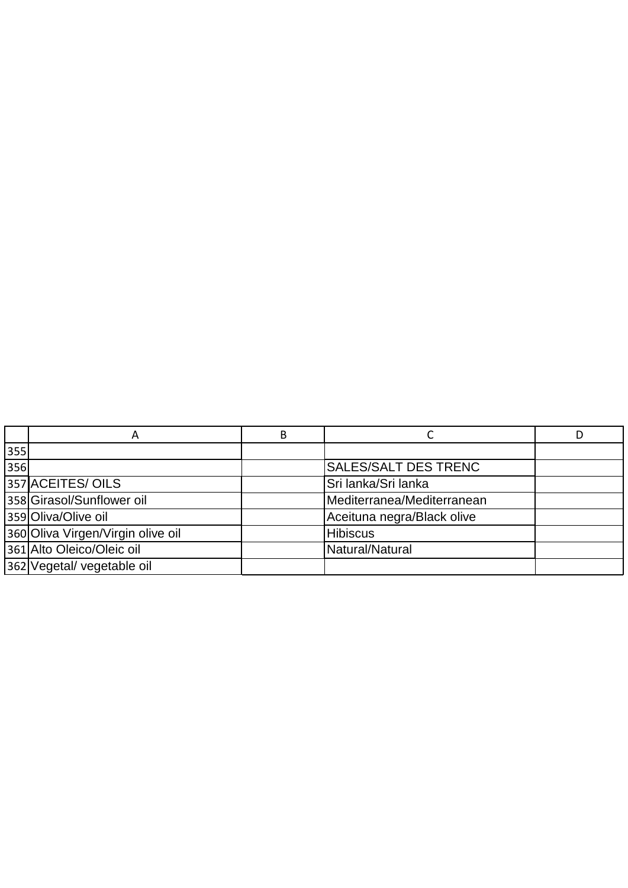| | A | B | C | D |
|---|---|---|---|---|
| 355 | | | | |
| 356 | | | SALES/SALT DES TRENC | |
| 357 | ACEITES/ OILS | | Sri lanka/Sri lanka | |
| 358 | Girasol/Sunflower oil | | Mediterranea/Mediterranean | |
| 359 | Oliva/Olive oil | | Aceituna negra/Black olive | |
| 360 | Oliva Virgen/Virgin olive oil | | Hibiscus | |
| 361 | Alto Oleico/Oleic oil | | Natural/Natural | |
| 362 | Vegetal/ vegetable oil | | | |